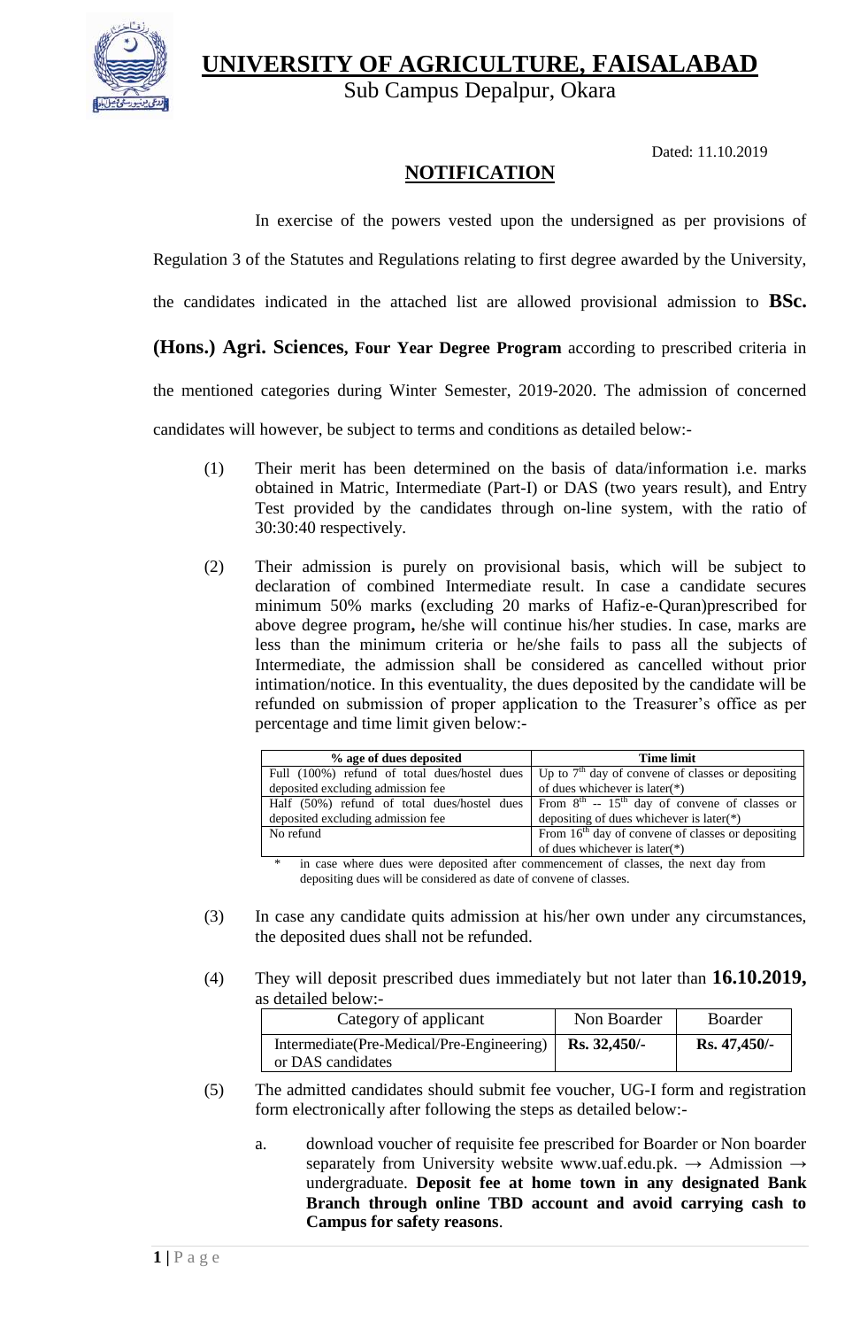# UNIVERSITY OF AGRICULTURE, FAISALABAD

Sub Campus Depalpur, Okara

Dated: 11.10.2019

## NOTIFICATION

In exercise of the powers vested upon the undersigned as per provisions of Regulation 3 of the Statutes and Regulations relating to first degree awarded by the University, the candidates indicated in the attached list are allowed provisional admission to **BSc. (Hons.) Agri. Sciences, Four Year Degree Program** according to prescribed criteria in the mentioned categories during Winter Semester, 2019-2020. The admission of concerned candidates will however, be subject to terms and conditions as detailed below:-

(1) Their merit has been determined on the basis of data/information i.e. marks obtained in Matric, Intermediate (Part-I) or DAS (two years result), and Entry Test provided by the candidates through on-line system, with the ratio of 30:30:40 respectively.

(2) Their admission is purely on provisional basis, which will be subject to declaration of combined Intermediate result. In case a candidate secures minimum 50% marks (excluding 20 marks of Hafiz-e-Quran)prescribed for above degree program**,** he/she will continue his/her studies. In case, marks are less than the minimum criteria or he/she fails to pass all the subjects of Intermediate, the admission shall be considered as cancelled without prior intimation/notice. In this eventuality, the dues deposited by the candidate will be refunded on submission of proper application to the Treasurer's office as per percentage and time limit given below:-

| % age of dues deposited | Time limit |
|---|---|
| Full (100%) refund of total dues/hostel dues deposited excluding admission fee | Up to 7th day of convene of classes or depositing of dues whichever is later(*) |
| Half (50%) refund of total dues/hostel dues deposited excluding admission fee | From 8th -- 15th day of convene of classes or depositing of dues whichever is later(*) |
| No refund | From 16th day of convene of classes or depositing of dues whichever is later(*) |

\* in case where dues were deposited after commencement of classes, the next day from depositing dues will be considered as date of convene of classes.

(3) In case any candidate quits admission at his/her own under any circumstances, the deposited dues shall not be refunded.

(4) They will deposit prescribed dues immediately but not later than **16.10.2019,** as detailed below:-

| Category of applicant | Non Boarder | Boarder |
|---|---|---|
| Intermediate(Pre-Medical/Pre-Engineering) or DAS candidates | **Rs. 32,450/-** | **Rs. 47,450/-** |

(5) The admitted candidates should submit fee voucher, UG-I form and registration form electronically after following the steps as detailed below:-

a. download voucher of requisite fee prescribed for Boarder or Non boarder separately from University website www.uaf.edu.pk. → Admission → undergraduate. **Deposit fee at home town in any designated Bank Branch through online TBD account and avoid carrying cash to Campus for safety reasons**.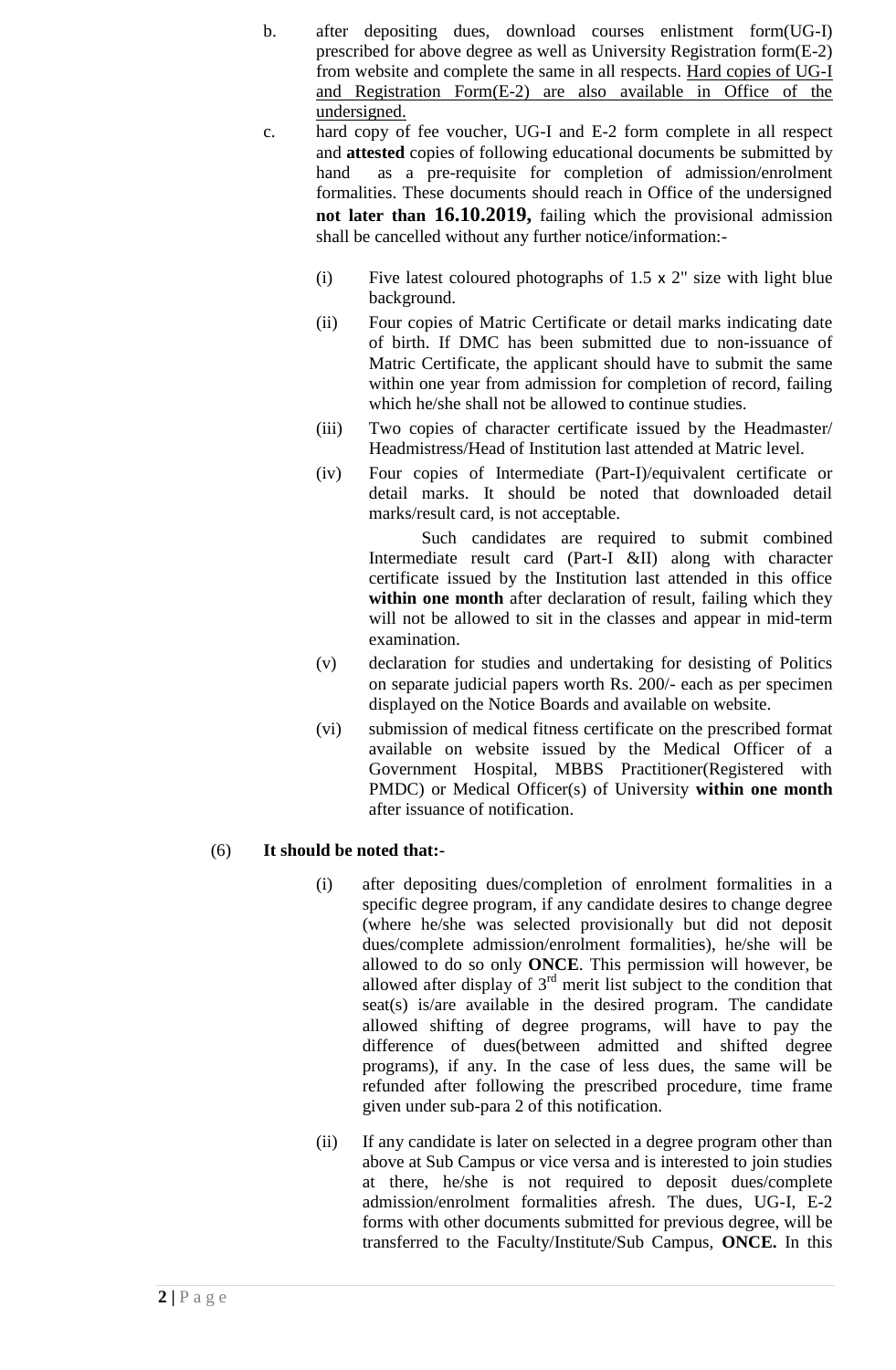b. after depositing dues, download courses enlistment form(UG-I) prescribed for above degree as well as University Registration form(E-2) from website and complete the same in all respects. <u>Hard copies of UG-I and Registration Form(E-2) are also available in Office of the undersigned.</u>

c. hard copy of fee voucher, UG-I and E-2 form complete in all respect and **attested** copies of following educational documents be submitted by hand as a pre-requisite for completion of admission/enrolment formalities. These documents should reach in Office of the undersigned **not later than 16.10.2019,** failing which the provisional admission shall be cancelled without any further notice/information:-

   (i) Five latest coloured photographs of 1.5 x 2" size with light blue background.

   (ii) Four copies of Matric Certificate or detail marks indicating date of birth. If DMC has been submitted due to non-issuance of Matric Certificate, the applicant should have to submit the same within one year from admission for completion of record, failing which he/she shall not be allowed to continue studies.

   (iii) Two copies of character certificate issued by the Headmaster/ Headmistress/Head of Institution last attended at Matric level.

   (iv) Four copies of Intermediate (Part-I)/equivalent certificate or detail marks. It should be noted that downloaded detail marks/result card, is not acceptable.

   Such candidates are required to submit combined Intermediate result card (Part-I &II) along with character certificate issued by the Institution last attended in this office **within one month** after declaration of result, failing which they will not be allowed to sit in the classes and appear in mid-term examination.

   (v) declaration for studies and undertaking for desisting of Politics on separate judicial papers worth Rs. 200/- each as per specimen displayed on the Notice Boards and available on website.

   (vi) submission of medical fitness certificate on the prescribed format available on website issued by the Medical Officer of a Government Hospital, MBBS Practitioner(Registered with PMDC) or Medical Officer(s) of University **within one month** after issuance of notification.

(6) **It should be noted that:-**

   (i) after depositing dues/completion of enrolment formalities in a specific degree program, if any candidate desires to change degree (where he/she was selected provisionally but did not deposit dues/complete admission/enrolment formalities), he/she will be allowed to do so only **ONCE**. This permission will however, be allowed after display of 3rd merit list subject to the condition that seat(s) is/are available in the desired program. The candidate allowed shifting of degree programs, will have to pay the difference of dues(between admitted and shifted degree programs), if any. In the case of less dues, the same will be refunded after following the prescribed procedure, time frame given under sub-para 2 of this notification.

   (ii) If any candidate is later on selected in a degree program other than above at Sub Campus or vice versa and is interested to join studies at there, he/she is not required to deposit dues/complete admission/enrolment formalities afresh. The dues, UG-I, E-2 forms with other documents submitted for previous degree, will be transferred to the Faculty/Institute/Sub Campus, **ONCE.** In this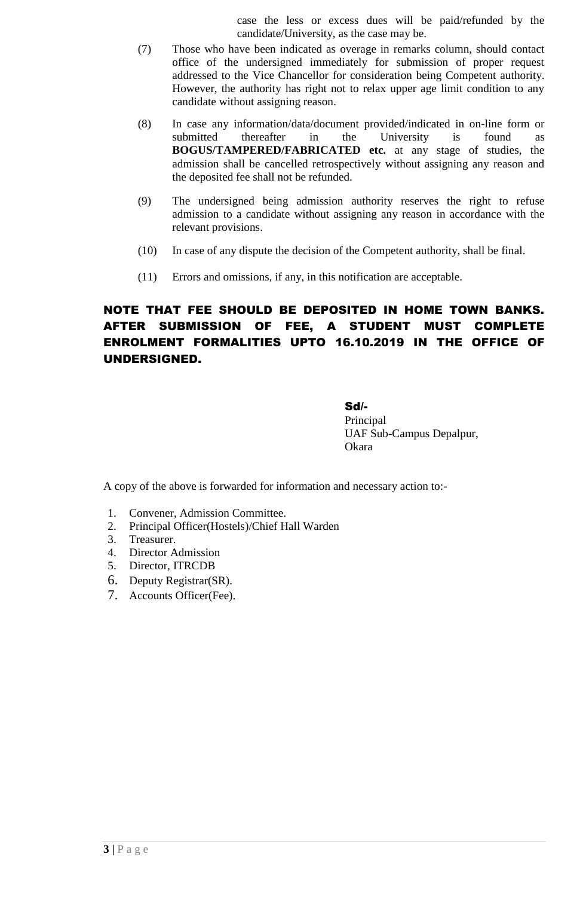case the less or excess dues will be paid/refunded by the candidate/University, as the case may be.

(7) Those who have been indicated as overage in remarks column, should contact office of the undersigned immediately for submission of proper request addressed to the Vice Chancellor for consideration being Competent authority. However, the authority has right not to relax upper age limit condition to any candidate without assigning reason.

(8) In case any information/data/document provided/indicated in on-line form or submitted thereafter in the University is found as **BOGUS/TAMPERED/FABRICATED etc.** at any stage of studies, the admission shall be cancelled retrospectively without assigning any reason and the deposited fee shall not be refunded.

(9) The undersigned being admission authority reserves the right to refuse admission to a candidate without assigning any reason in accordance with the relevant provisions.

(10) In case of any dispute the decision of the Competent authority, shall be final.

(11) Errors and omissions, if any, in this notification are acceptable.

**NOTE THAT FEE SHOULD BE DEPOSITED IN HOME TOWN BANKS. AFTER SUBMISSION OF FEE, A STUDENT MUST COMPLETE ENROLMENT FORMALITIES UPTO 16.10.2019 IN THE OFFICE OF UNDERSIGNED.**

**Sd/-**
Principal
UAF Sub-Campus Depalpur,
Okara

A copy of the above is forwarded for information and necessary action to:-

1. Convener, Admission Committee.
2. Principal Officer(Hostels)/Chief Hall Warden
3. Treasurer.
4. Director Admission
5. Director, ITRCDB
6. Deputy Registrar(SR).
7. Accounts Officer(Fee).